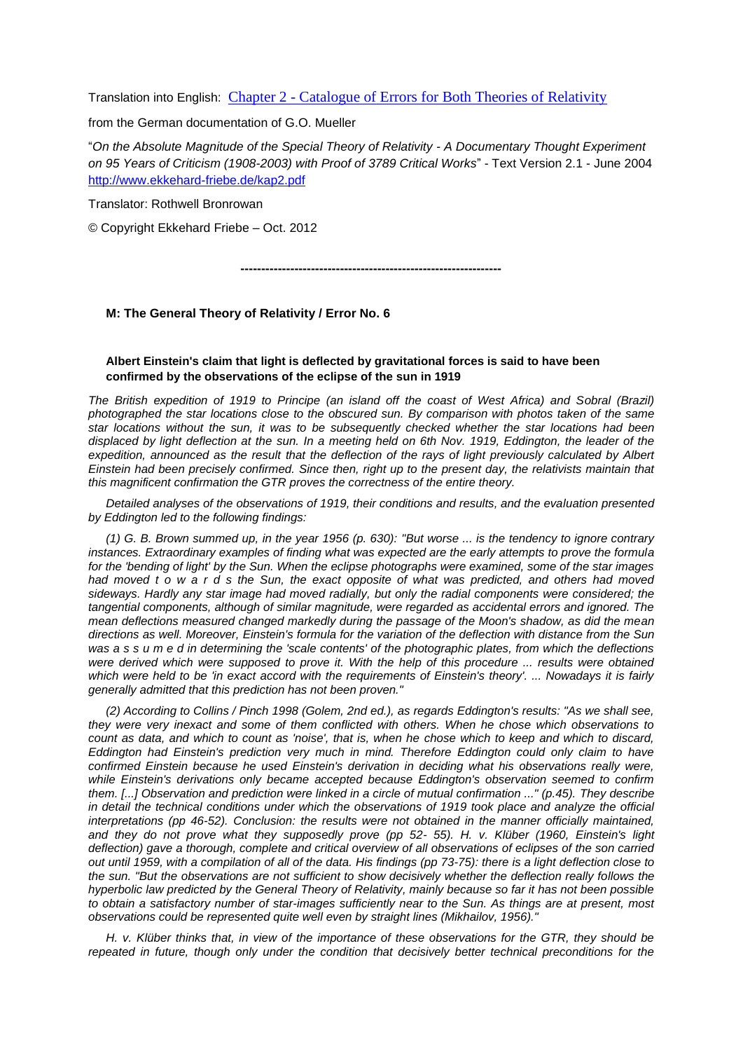Translation into English: [Chapter 2 - Catalogue of Errors for Both Theories of Relativity](http://www.ekkehard-friebe.de/kap2.pdf)

from the German documentation of G.O. Mueller

"*On the Absolute Magnitude of the Special Theory of Relativity - A Documentary Thought Experiment on 95 Years of Criticism (1908-2003) with Proof of 3789 Critical Works*" - Text Version 2.1 - June 2004 [http://www.ekkehard-friebe.de/kap2.pdf](http://www.ekkehard-friebe.de/kap2.pdf)

Translator: Rothwell Bronrowan

© Copyright Ekkehard Friebe – Oct. 2012

---------------------------------------------------------------

**M: The General Theory of Relativity / Error No. 6**

**Albert Einstein's claim that light is deflected by gravitational forces is said to have been confirmed by the observations of the eclipse of the sun in 1919**

*The British expedition of 1919 to Principe (an island off the coast of West Africa) and Sobral (Brazil) photographed the star locations close to the obscured sun. By comparison with photos taken of the same star locations without the sun, it was to be subsequently checked whether the star locations had been displaced by light deflection at the sun. In a meeting held on 6th Nov. 1919, Eddington, the leader of the expedition, announced as the result that the deflection of the rays of light previously calculated by Albert Einstein had been precisely confirmed. Since then, right up to the present day, the relativists maintain that this magnificent confirmation the GTR proves the correctness of the entire theory.*

*Detailed analyses of the observations of 1919, their conditions and results, and the evaluation presented by Eddington led to the following findings:*

*(1) G. B. Brown summed up, in the year 1956 (p. 630): "But worse ... is the tendency to ignore contrary instances. Extraordinary examples of finding what was expected are the early attempts to prove the formula for the 'bending of light' by the Sun. When the eclipse photographs were examined, some of the star images had moved t o w a r d s the Sun, the exact opposite of what was predicted, and others had moved sideways. Hardly any star image had moved radially, but only the radial components were considered; the tangential components, although of similar magnitude, were regarded as accidental errors and ignored. The mean deflections measured changed markedly during the passage of the Moon's shadow, as did the mean directions as well. Moreover, Einstein's formula for the variation of the deflection with distance from the Sun was a s s u m e d in determining the 'scale contents' of the photographic plates, from which the deflections were derived which were supposed to prove it. With the help of this procedure ... results were obtained which were held to be 'in exact accord with the requirements of Einstein's theory'. ... Nowadays it is fairly generally admitted that this prediction has not been proven."*

*(2) According to Collins / Pinch 1998 (Golem, 2nd ed.), as regards Eddington's results: "As we shall see, they were very inexact and some of them conflicted with others. When he chose which observations to count as data, and which to count as 'noise', that is, when he chose which to keep and which to discard, Eddington had Einstein's prediction very much in mind. Therefore Eddington could only claim to have confirmed Einstein because he used Einstein's derivation in deciding what his observations really were, while Einstein's derivations only became accepted because Eddington's observation seemed to confirm them. [...] Observation and prediction were linked in a circle of mutual confirmation ..." (p.45). They describe in detail the technical conditions under which the observations of 1919 took place and analyze the official interpretations (pp 46-52). Conclusion: the results were not obtained in the manner officially maintained, and they do not prove what they supposedly prove (pp 52- 55). H. v. Klüber (1960, Einstein's light deflection) gave a thorough, complete and critical overview of all observations of eclipses of the son carried out until 1959, with a compilation of all of the data. His findings (pp 73-75): there is a light deflection close to the sun. "But the observations are not sufficient to show decisively whether the deflection really follows the hyperbolic law predicted by the General Theory of Relativity, mainly because so far it has not been possible to obtain a satisfactory number of star-images sufficiently near to the Sun. As things are at present, most observations could be represented quite well even by straight lines (Mikhailov, 1956)."*

*H. v. Klüber thinks that, in view of the importance of these observations for the GTR, they should be repeated in future, though only under the condition that decisively better technical preconditions for the*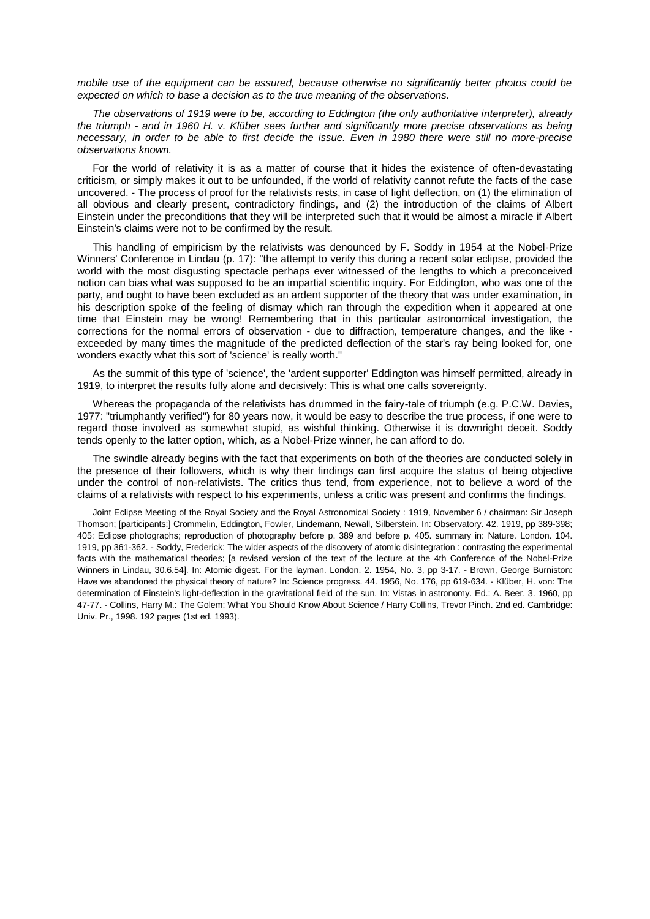*mobile use of the equipment can be assured, because otherwise no significantly better photos could be expected on which to base a decision as to the true meaning of the observations.*

*The observations of 1919 were to be, according to Eddington (the only authoritative interpreter), already the triumph - and in 1960 H. v. Klüber sees further and significantly more precise observations as being necessary, in order to be able to first decide the issue. Even in 1980 there were still no more-precise observations known.*

For the world of relativity it is as a matter of course that it hides the existence of often-devastating criticism, or simply makes it out to be unfounded, if the world of relativity cannot refute the facts of the case uncovered. - The process of proof for the relativists rests, in case of light deflection, on (1) the elimination of all obvious and clearly present, contradictory findings, and (2) the introduction of the claims of Albert Einstein under the preconditions that they will be interpreted such that it would be almost a miracle if Albert Einstein's claims were not to be confirmed by the result.

This handling of empiricism by the relativists was denounced by F. Soddy in 1954 at the Nobel-Prize Winners' Conference in Lindau (p. 17): "the attempt to verify this during a recent solar eclipse, provided the world with the most disgusting spectacle perhaps ever witnessed of the lengths to which a preconceived notion can bias what was supposed to be an impartial scientific inquiry. For Eddington, who was one of the party, and ought to have been excluded as an ardent supporter of the theory that was under examination, in his description spoke of the feeling of dismay which ran through the expedition when it appeared at one time that Einstein may be wrong! Remembering that in this particular astronomical investigation, the corrections for the normal errors of observation - due to diffraction, temperature changes, and the like - exceeded by many times the magnitude of the predicted deflection of the star's ray being looked for, one wonders exactly what this sort of 'science' is really worth."

As the summit of this type of 'science', the 'ardent supporter' Eddington was himself permitted, already in 1919, to interpret the results fully alone and decisively: This is what one calls sovereignty.

Whereas the propaganda of the relativists has drummed in the fairy-tale of triumph (e.g. P.C.W. Davies, 1977: "triumphantly verified") for 80 years now, it would be easy to describe the true process, if one were to regard those involved as somewhat stupid, as wishful thinking. Otherwise it is downright deceit. Soddy tends openly to the latter option, which, as a Nobel-Prize winner, he can afford to do.

The swindle already begins with the fact that experiments on both of the theories are conducted solely in the presence of their followers, which is why their findings can first acquire the status of being objective under the control of non-relativists. The critics thus tend, from experience, not to believe a word of the claims of a relativists with respect to his experiments, unless a critic was present and confirms the findings.

Joint Eclipse Meeting of the Royal Society and the Royal Astronomical Society : 1919, November 6 / chairman: Sir Joseph Thomson; [participants:] Crommelin, Eddington, Fowler, Lindemann, Newall, Silberstein. In: Observatory. 42. 1919, pp 389-398; 405: Eclipse photographs; reproduction of photography before p. 389 and before p. 405. summary in: Nature. London. 104. 1919, pp 361-362. - Soddy, Frederick: The wider aspects of the discovery of atomic disintegration : contrasting the experimental facts with the mathematical theories; [a revised version of the text of the lecture at the 4th Conference of the Nobel-Prize Winners in Lindau, 30.6.54]. In: Atomic digest. For the layman. London. 2. 1954, No. 3, pp 3-17. - Brown, George Burniston: Have we abandoned the physical theory of nature? In: Science progress. 44. 1956, No. 176, pp 619-634. - Klüber, H. von: The determination of Einstein's light-deflection in the gravitational field of the sun. In: Vistas in astronomy. Ed.: A. Beer. 3. 1960, pp 47-77. - Collins, Harry M.: The Golem: What You Should Know About Science / Harry Collins, Trevor Pinch. 2nd ed. Cambridge: Univ. Pr., 1998. 192 pages (1st ed. 1993).